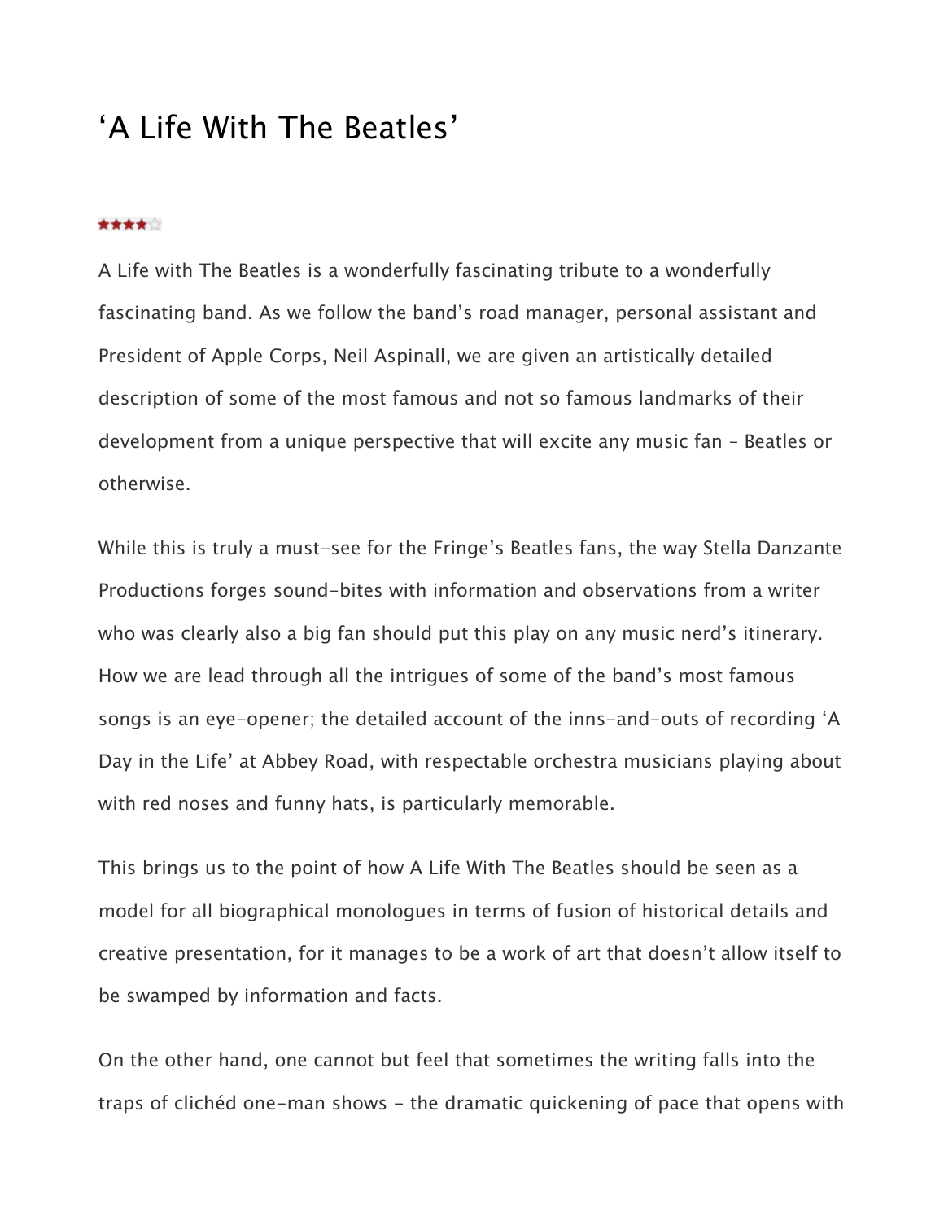# ‘A Life With The Beatles’

★★★★☆

A Life with The Beatles is a wonderfully fascinating tribute to a wonderfully fascinating band. As we follow the band’s road manager, personal assistant and President of Apple Corps, Neil Aspinall, we are given an artistically detailed description of some of the most famous and not so famous landmarks of their development from a unique perspective that will excite any music fan – Beatles or otherwise.

While this is truly a must-see for the Fringe’s Beatles fans, the way Stella Danzante Productions forges sound-bites with information and observations from a writer who was clearly also a big fan should put this play on any music nerd’s itinerary. How we are lead through all the intrigues of some of the band’s most famous songs is an eye-opener; the detailed account of the inns-and-outs of recording ‘A Day in the Life’ at Abbey Road, with respectable orchestra musicians playing about with red noses and funny hats, is particularly memorable.

This brings us to the point of how A Life With The Beatles should be seen as a model for all biographical monologues in terms of fusion of historical details and creative presentation, for it manages to be a work of art that doesn’t allow itself to be swamped by information and facts.

On the other hand, one cannot but feel that sometimes the writing falls into the traps of clichéd one-man shows – the dramatic quickening of pace that opens with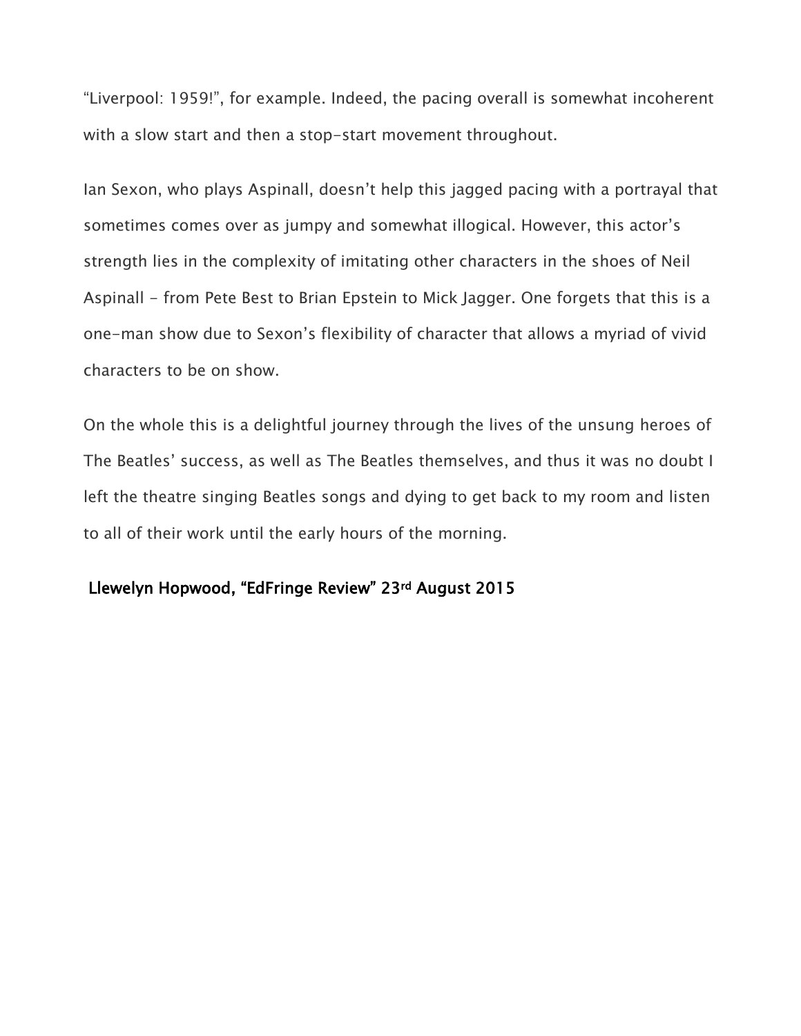"Liverpool: 1959!", for example. Indeed, the pacing overall is somewhat incoherent with a slow start and then a stop-start movement throughout.

Ian Sexon, who plays Aspinall, doesn't help this jagged pacing with a portrayal that sometimes comes over as jumpy and somewhat illogical. However, this actor's strength lies in the complexity of imitating other characters in the shoes of Neil Aspinall - from Pete Best to Brian Epstein to Mick Jagger. One forgets that this is a one-man show due to Sexon's flexibility of character that allows a myriad of vivid characters to be on show.

On the whole this is a delightful journey through the lives of the unsung heroes of The Beatles' success, as well as The Beatles themselves, and thus it was no doubt I left the theatre singing Beatles songs and dying to get back to my room and listen to all of their work until the early hours of the morning.

**Llewelyn Hopwood, "EdFringe Review" 23rd August 2015**